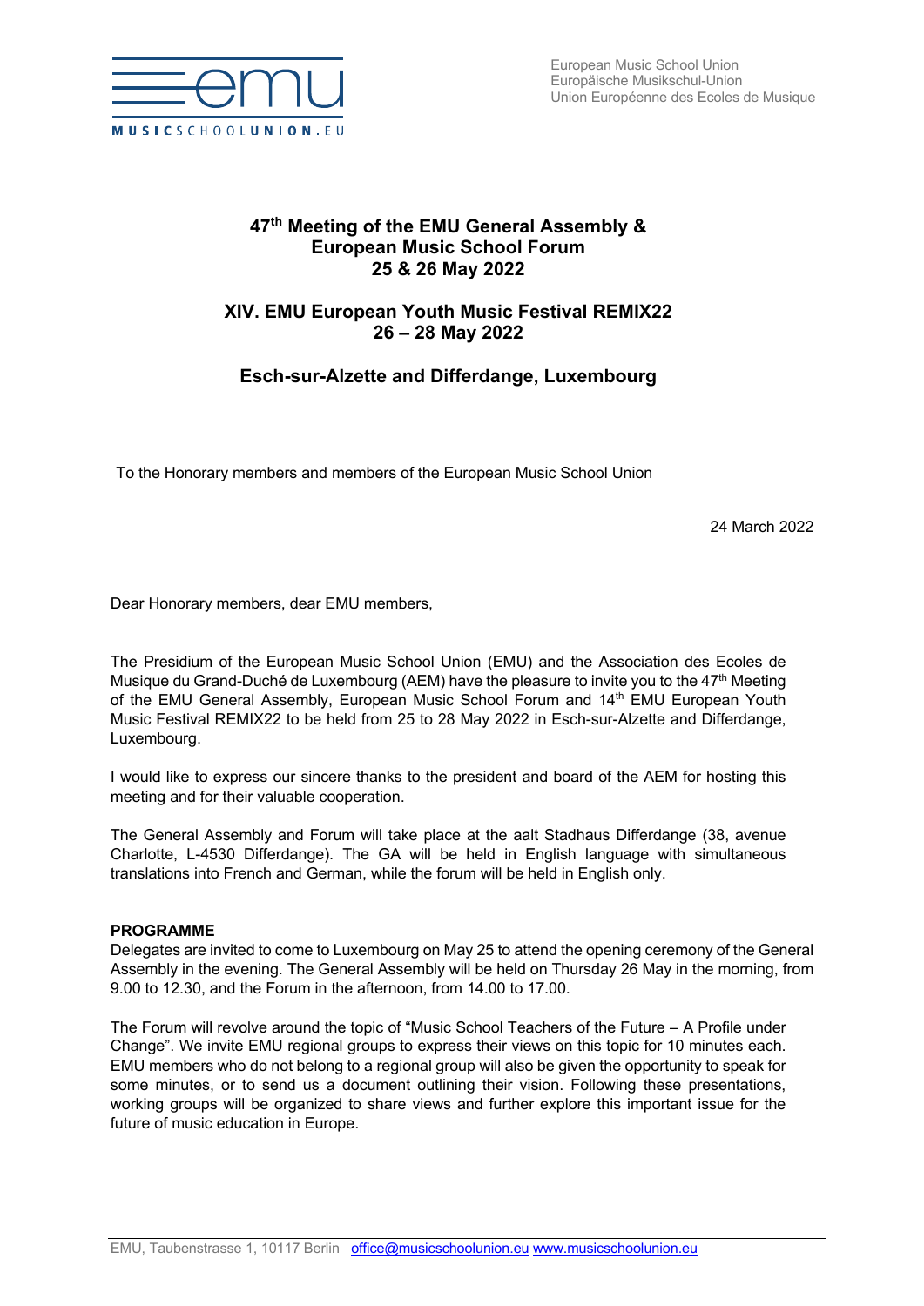European Music School Union
Europäische Musikschul-Union
Union Européenne des Ecoles de Musique

# 47th Meeting of the EMU General Assembly & European Music School Forum
# 25 & 26 May 2022

## XIV. EMU European Youth Music Festival REMIX22
## 26 – 28 May 2022

## Esch-sur-Alzette and Differdange, Luxembourg

To the Honorary members and members of the European Music School Union

24 March 2022

Dear Honorary members, dear EMU members,

The Presidium of the European Music School Union (EMU) and the Association des Ecoles de Musique du Grand-Duché de Luxembourg (AEM) have the pleasure to invite you to the 47th Meeting of the EMU General Assembly, European Music School Forum and 14th EMU European Youth Music Festival REMIX22 to be held from 25 to 28 May 2022 in Esch-sur-Alzette and Differdange, Luxembourg.

I would like to express our sincere thanks to the president and board of the AEM for hosting this meeting and for their valuable cooperation.

The General Assembly and Forum will take place at the aalt Stadhaus Differdange (38, avenue Charlotte, L-4530 Differdange). The GA will be held in English language with simultaneous translations into French and German, while the forum will be held in English only.

**PROGRAMME**
Delegates are invited to come to Luxembourg on May 25 to attend the opening ceremony of the General Assembly in the evening. The General Assembly will be held on Thursday 26 May in the morning, from 9.00 to 12.30, and the Forum in the afternoon, from 14.00 to 17.00.

The Forum will revolve around the topic of "Music School Teachers of the Future – A Profile under Change". We invite EMU regional groups to express their views on this topic for 10 minutes each. EMU members who do not belong to a regional group will also be given the opportunity to speak for some minutes, or to send us a document outlining their vision. Following these presentations, working groups will be organized to share views and further explore this important issue for the future of music education in Europe.

EMU, Taubenstrasse 1, 10117 Berlin office@musicschoolunion.eu www.musicschoolunion.eu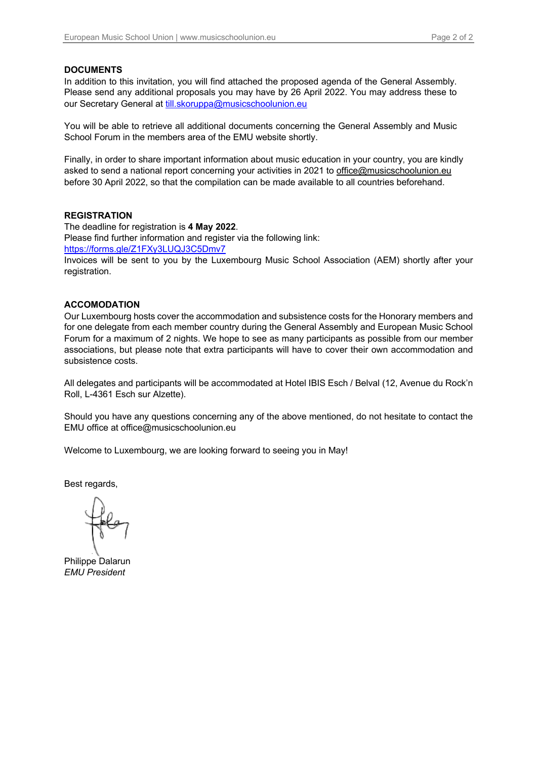**DOCUMENTS**

In addition to this invitation, you will find attached the proposed agenda of the General Assembly. Please send any additional proposals you may have by 26 April 2022. You may address these to our Secretary General at till.skoruppa@musicschoolunion.eu

You will be able to retrieve all additional documents concerning the General Assembly and Music School Forum in the members area of the EMU website shortly.

Finally, in order to share important information about music education in your country, you are kindly asked to send a national report concerning your activities in 2021 to office@musicschoolunion.eu before 30 April 2022, so that the compilation can be made available to all countries beforehand.

**REGISTRATION**

The deadline for registration is **4 May 2022**.
Please find further information and register via the following link:
https://forms.gle/Z1FXy3LUQJ3C5Dmv7
Invoices will be sent to you by the Luxembourg Music School Association (AEM) shortly after your registration.

**ACCOMODATION**

Our Luxembourg hosts cover the accommodation and subsistence costs for the Honorary members and for one delegate from each member country during the General Assembly and European Music School Forum for a maximum of 2 nights. We hope to see as many participants as possible from our member associations, but please note that extra participants will have to cover their own accommodation and subsistence costs.

All delegates and participants will be accommodated at Hotel IBIS Esch / Belval (12, Avenue du Rock'n Roll, L-4361 Esch sur Alzette).

Should you have any questions concerning any of the above mentioned, do not hesitate to contact the EMU office at office@musicschoolunion.eu

Welcome to Luxembourg, we are looking forward to seeing you in May!

Best regards,

Philippe Dalarun
*EMU President*